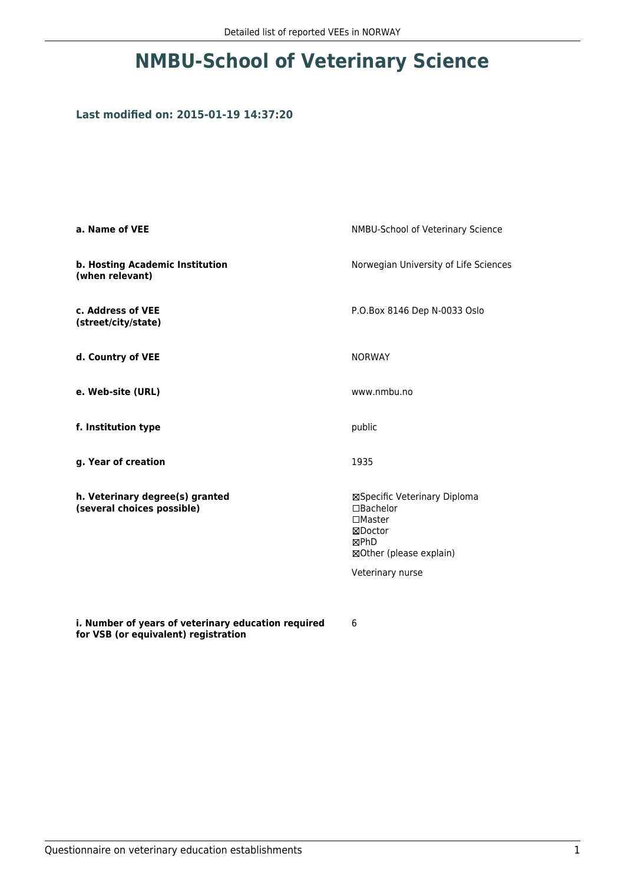# NMBU-School of Veterinary Science

### Last modified on: 2015-01-19 14:37:20

| | |
|---|---|
| **a. Name of VEE** | NMBU-School of Veterinary Science |
| **b. Hosting Academic Institution (when relevant)** | Norwegian University of Life Sciences |
| **c. Address of VEE (street/city/state)** | P.O.Box 8146 Dep N-0033 Oslo |
| **d. Country of VEE** | NORWAY |
| **e. Web-site (URL)** | www.nmbu.no |
| **f. Institution type** | public |
| **g. Year of creation** | 1935 |
| **h. Veterinary degree(s) granted (several choices possible)** | ☒Specific Veterinary Diploma<br>☐Bachelor<br>☐Master<br>☒Doctor<br>☒PhD<br>☒Other (please explain)<br><br>Veterinary nurse |
| **i. Number of years of veterinary education required for VSB (or equivalent) registration** | 6 |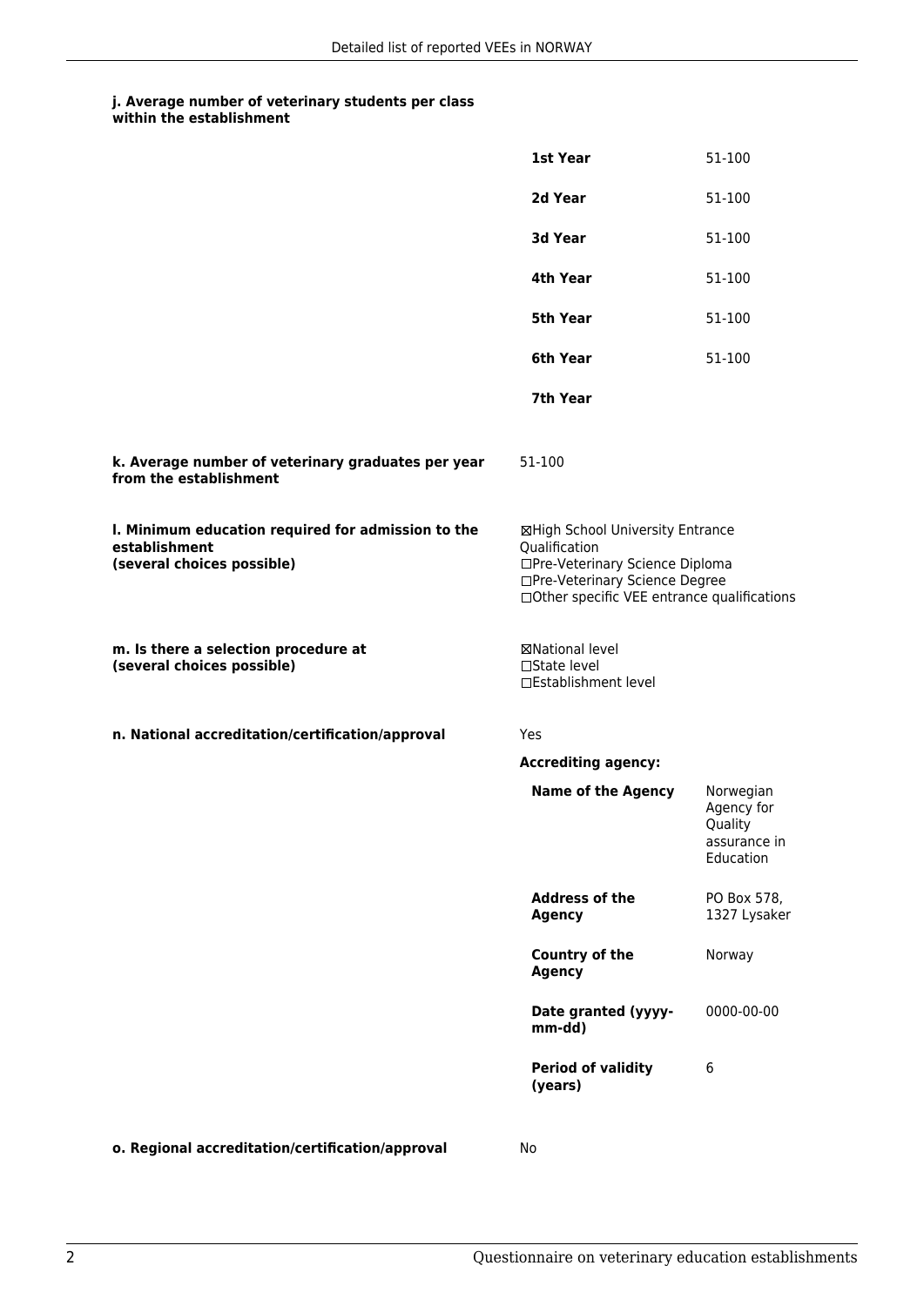#### j. Average number of veterinary students per class within the establishment

| | |
|---|---|
| **1st Year** | 51-100 |
| **2d Year** | 51-100 |
| **3d Year** | 51-100 |
| **4th Year** | 51-100 |
| **5th Year** | 51-100 |
| **6th Year** | 51-100 |
| **7th Year** | |

**k. Average number of veterinary graduates per year from the establishment**

51-100

**l. Minimum education required for admission to the establishment (several choices possible)**

☒High School University Entrance Qualification
☐Pre-Veterinary Science Diploma
☐Pre-Veterinary Science Degree
☐Other specific VEE entrance qualifications

**m. Is there a selection procedure at (several choices possible)**

☒National level
☐State level
☐Establishment level

**n. National accreditation/certification/approval**

Yes

**Accrediting agency:**

| | |
|---|---|
| **Name of the Agency** | Norwegian Agency for Quality assurance in Education |
| **Address of the Agency** | PO Box 578, 1327 Lysaker |
| **Country of the Agency** | Norway |
| **Date granted (yyyy-mm-dd)** | 0000-00-00 |
| **Period of validity (years)** | 6 |

**o. Regional accreditation/certification/approval**

No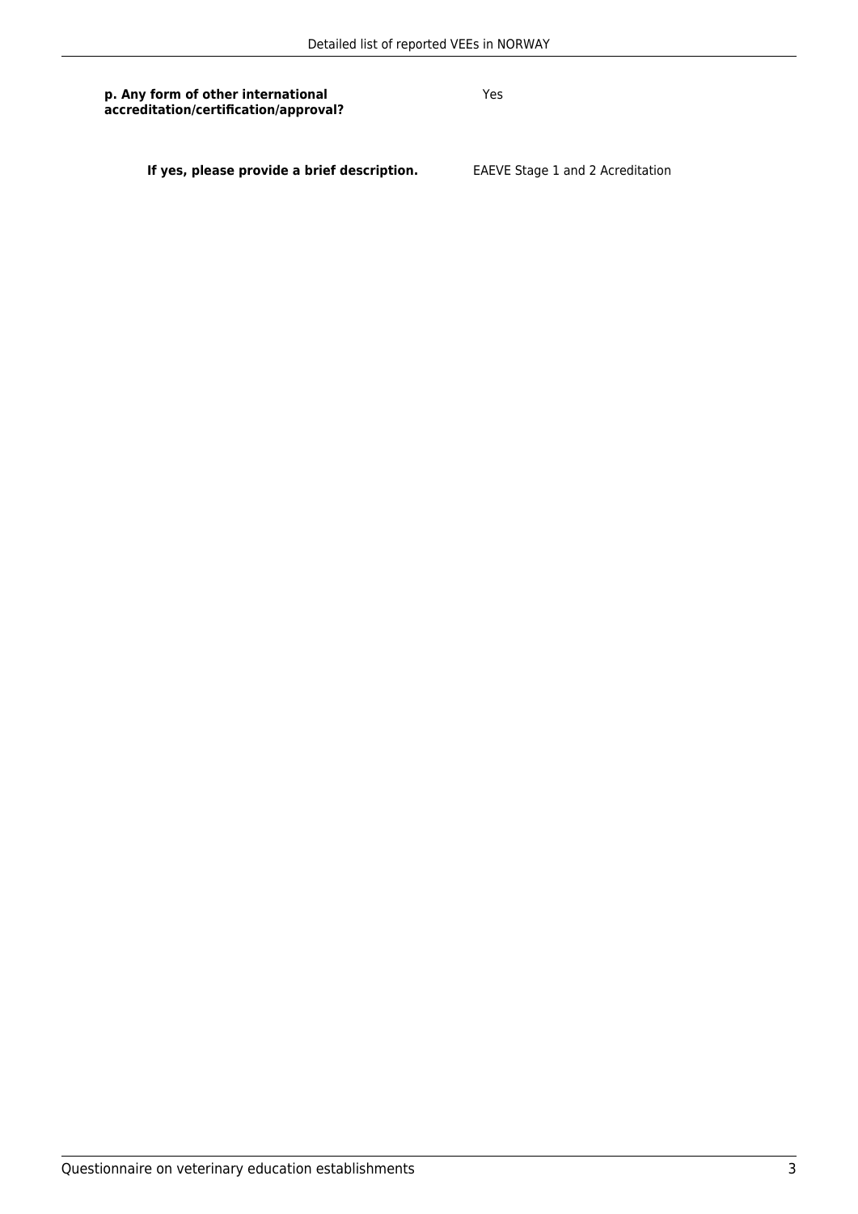**p. Any form of other international accreditation/certification/approval?**

Yes

**If yes, please provide a brief description.**

EAEVE Stage 1 and 2 Acreditation